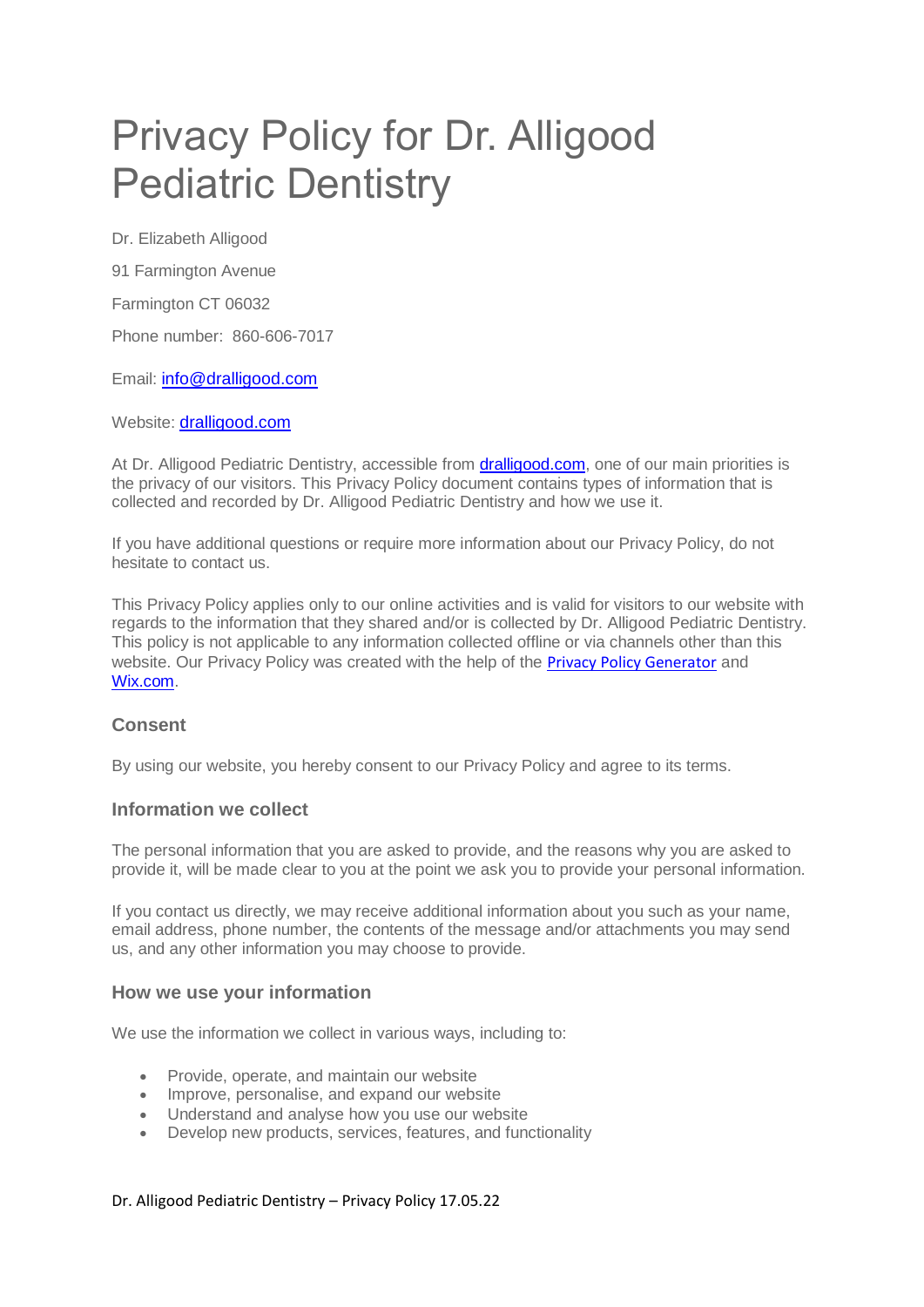# Privacy Policy for Dr. Alligood Pediatric Dentistry

Dr. Elizabeth Alligood

91 Farmington Avenue

Farmington CT 06032

Phone number: 860-606-7017

Email: info@dralligood.com

Website: dralligood.com

At Dr. Alligood Pediatric Dentistry, accessible from dralligood.com, one of our main priorities is the privacy of our visitors. This Privacy Policy document contains types of information that is collected and recorded by Dr. Alligood Pediatric Dentistry and how we use it.

If you have additional questions or require more information about our Privacy Policy, do not hesitate to contact us.

This Privacy Policy applies only to our online activities and is valid for visitors to our website with regards to the information that they shared and/or is collected by Dr. Alligood Pediatric Dentistry. This policy is not applicable to any information collected offline or via channels other than this website. Our Privacy Policy was created with the help of the Privacy Policy Generator and Wix.com.

### Consent

By using our website, you hereby consent to our Privacy Policy and agree to its terms.

### Information we collect

The personal information that you are asked to provide, and the reasons why you are asked to provide it, will be made clear to you at the point we ask you to provide your personal information.

If you contact us directly, we may receive additional information about you such as your name, email address, phone number, the contents of the message and/or attachments you may send us, and any other information you may choose to provide.

### How we use your information

We use the information we collect in various ways, including to:

- Provide, operate, and maintain our website
- Improve, personalise, and expand our website
- Understand and analyse how you use our website
- Develop new products, services, features, and functionality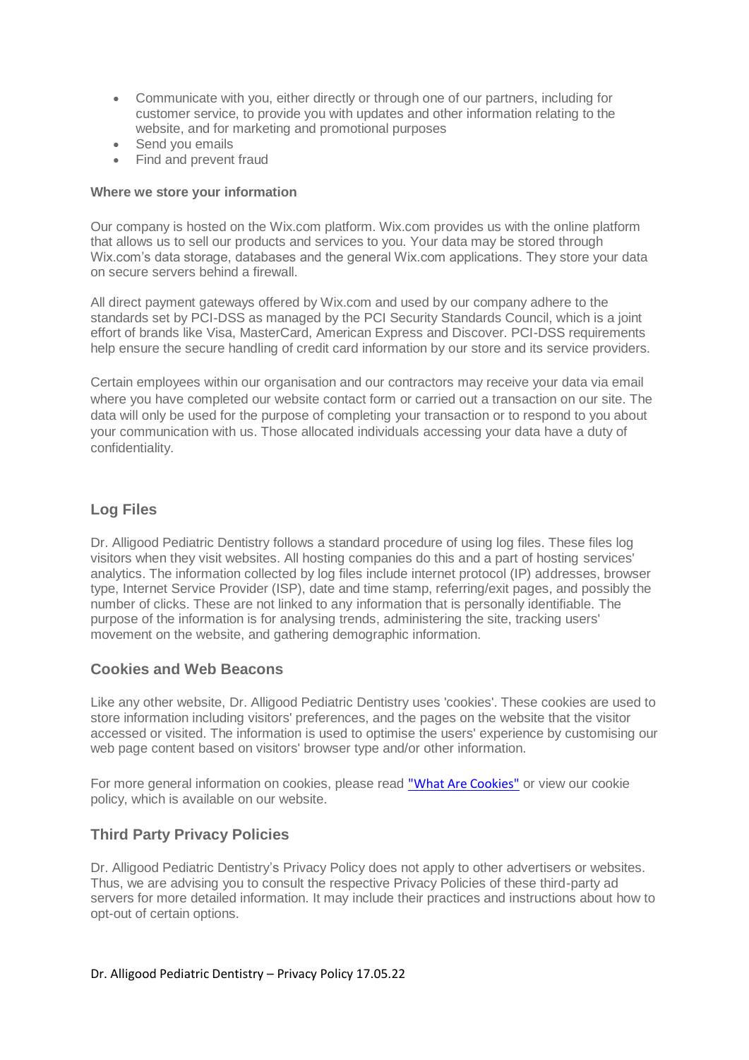- Communicate with you, either directly or through one of our partners, including for customer service, to provide you with updates and other information relating to the website, and for marketing and promotional purposes
- Send you emails
- Find and prevent fraud

**Where we store your information**

Our company is hosted on the Wix.com platform. Wix.com provides us with the online platform that allows us to sell our products and services to you. Your data may be stored through Wix.com's data storage, databases and the general Wix.com applications. They store your data on secure servers behind a firewall.

All direct payment gateways offered by Wix.com and used by our company adhere to the standards set by PCI-DSS as managed by the PCI Security Standards Council, which is a joint effort of brands like Visa, MasterCard, American Express and Discover. PCI-DSS requirements help ensure the secure handling of credit card information by our store and its service providers.

Certain employees within our organisation and our contractors may receive your data via email where you have completed our website contact form or carried out a transaction on our site. The data will only be used for the purpose of completing your transaction or to respond to you about your communication with us. Those allocated individuals accessing your data have a duty of confidentiality.

## Log Files

Dr. Alligood Pediatric Dentistry follows a standard procedure of using log files. These files log visitors when they visit websites. All hosting companies do this and a part of hosting services' analytics. The information collected by log files include internet protocol (IP) addresses, browser type, Internet Service Provider (ISP), date and time stamp, referring/exit pages, and possibly the number of clicks. These are not linked to any information that is personally identifiable. The purpose of the information is for analysing trends, administering the site, tracking users' movement on the website, and gathering demographic information.

## Cookies and Web Beacons

Like any other website, Dr. Alligood Pediatric Dentistry uses 'cookies'. These cookies are used to store information including visitors' preferences, and the pages on the website that the visitor accessed or visited. The information is used to optimise the users' experience by customising our web page content based on visitors' browser type and/or other information.

For more general information on cookies, please read "What Are Cookies" or view our cookie policy, which is available on our website.

## Third Party Privacy Policies

Dr. Alligood Pediatric Dentistry's Privacy Policy does not apply to other advertisers or websites. Thus, we are advising you to consult the respective Privacy Policies of these third-party ad servers for more detailed information. It may include their practices and instructions about how to opt-out of certain options.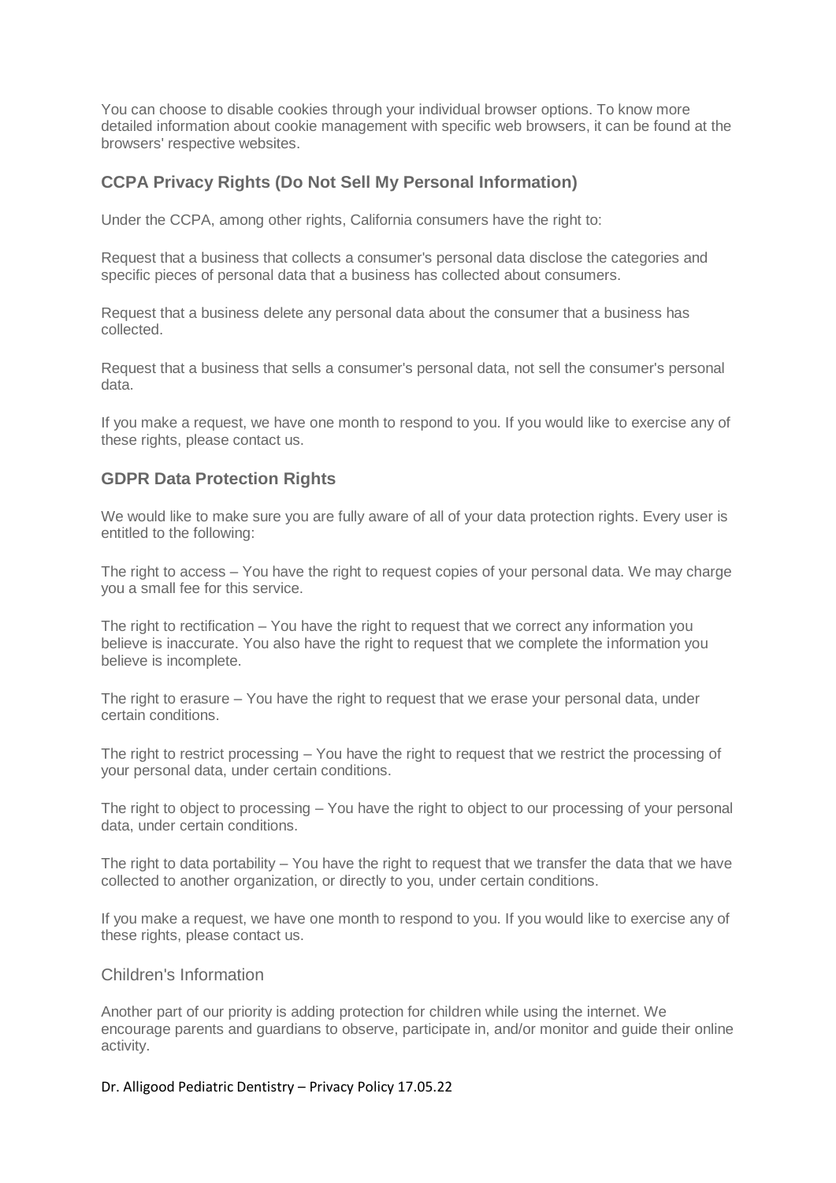You can choose to disable cookies through your individual browser options. To know more detailed information about cookie management with specific web browsers, it can be found at the browsers' respective websites.

### CCPA Privacy Rights (Do Not Sell My Personal Information)

Under the CCPA, among other rights, California consumers have the right to:

Request that a business that collects a consumer's personal data disclose the categories and specific pieces of personal data that a business has collected about consumers.

Request that a business delete any personal data about the consumer that a business has collected.

Request that a business that sells a consumer's personal data, not sell the consumer's personal data.

If you make a request, we have one month to respond to you. If you would like to exercise any of these rights, please contact us.

### GDPR Data Protection Rights

We would like to make sure you are fully aware of all of your data protection rights. Every user is entitled to the following:

The right to access – You have the right to request copies of your personal data. We may charge you a small fee for this service.

The right to rectification – You have the right to request that we correct any information you believe is inaccurate. You also have the right to request that we complete the information you believe is incomplete.

The right to erasure – You have the right to request that we erase your personal data, under certain conditions.

The right to restrict processing – You have the right to request that we restrict the processing of your personal data, under certain conditions.

The right to object to processing – You have the right to object to our processing of your personal data, under certain conditions.

The right to data portability – You have the right to request that we transfer the data that we have collected to another organization, or directly to you, under certain conditions.

If you make a request, we have one month to respond to you. If you would like to exercise any of these rights, please contact us.

### Children's Information

Another part of our priority is adding protection for children while using the internet. We encourage parents and guardians to observe, participate in, and/or monitor and guide their online activity.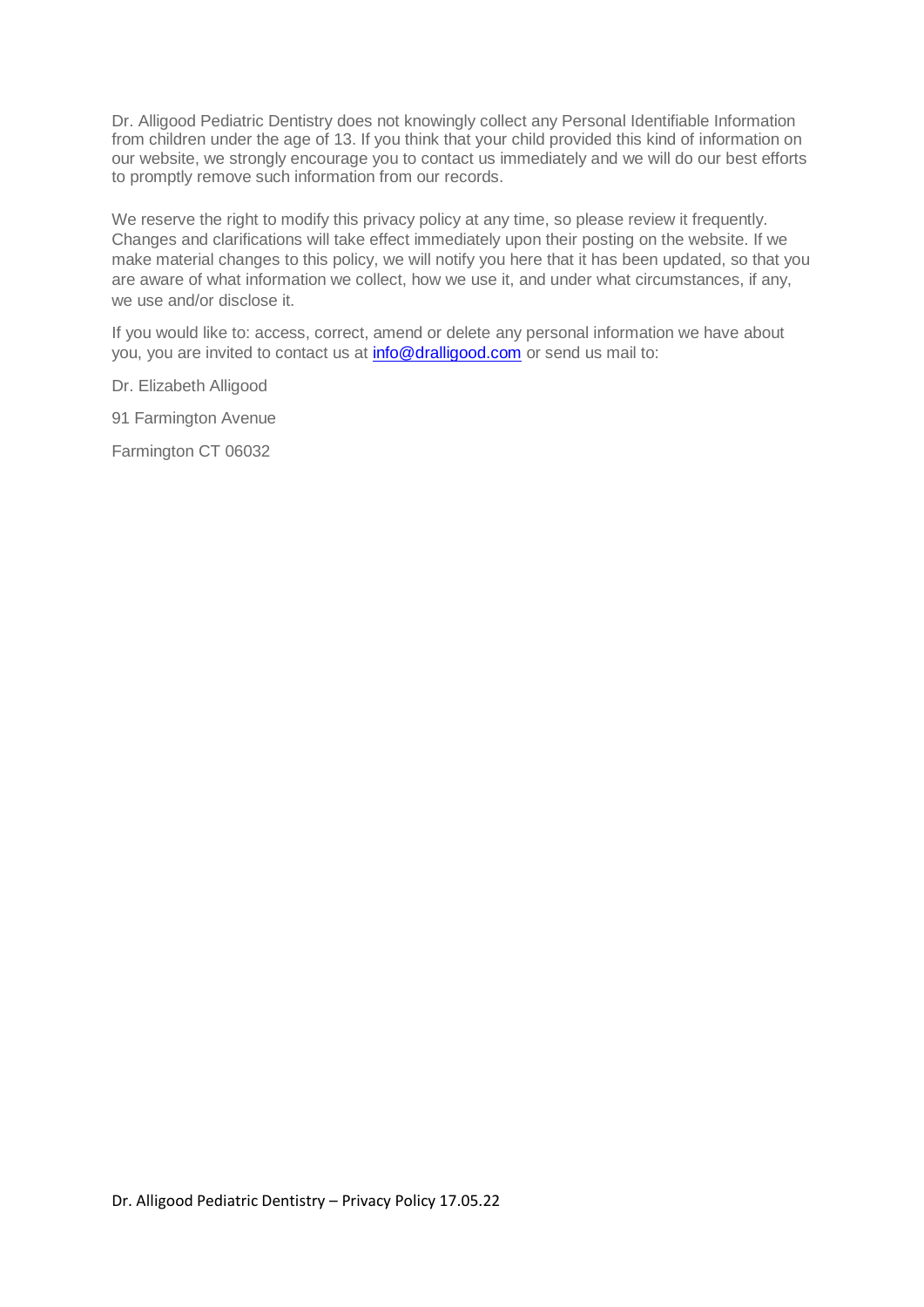Dr. Alligood Pediatric Dentistry does not knowingly collect any Personal Identifiable Information from children under the age of 13. If you think that your child provided this kind of information on our website, we strongly encourage you to contact us immediately and we will do our best efforts to promptly remove such information from our records.

We reserve the right to modify this privacy policy at any time, so please review it frequently. Changes and clarifications will take effect immediately upon their posting on the website. If we make material changes to this policy, we will notify you here that it has been updated, so that you are aware of what information we collect, how we use it, and under what circumstances, if any, we use and/or disclose it.

If you would like to: access, correct, amend or delete any personal information we have about you, you are invited to contact us at info@dralligood.com or send us mail to:

Dr. Elizabeth Alligood

91 Farmington Avenue

Farmington CT 06032